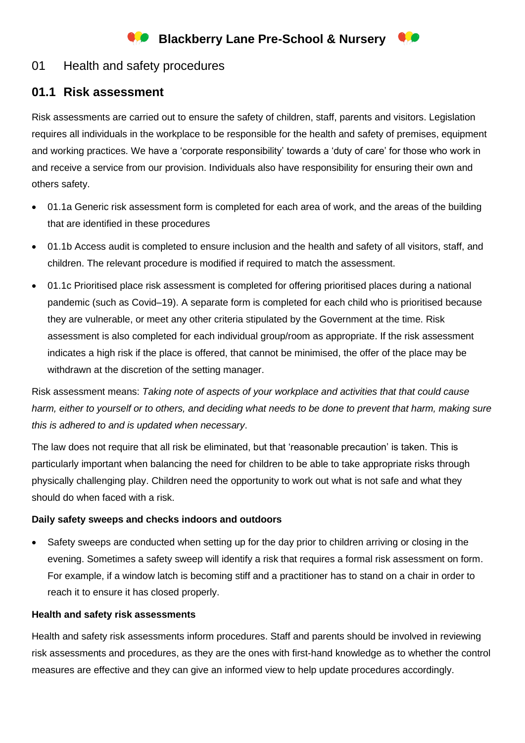# Blackberry Lane Pre-School & Nursery

## 01 Health and safety procedures

### 01.1 Risk assessment

Risk assessments are carried out to ensure the safety of children, staff, parents and visitors. Legislation requires all individuals in the workplace to be responsible for the health and safety of premises, equipment and working practices. We have a 'corporate responsibility' towards a 'duty of care' for those who work in and receive a service from our provision. Individuals also have responsibility for ensuring their own and others safety.

- 01.1a Generic risk assessment form is completed for each area of work, and the areas of the building that are identified in these procedures
- 01.1b Access audit is completed to ensure inclusion and the health and safety of all visitors, staff, and children. The relevant procedure is modified if required to match the assessment.
- 01.1c Prioritised place risk assessment is completed for offering prioritised places during a national pandemic (such as Covid–19). A separate form is completed for each child who is prioritised because they are vulnerable, or meet any other criteria stipulated by the Government at the time. Risk assessment is also completed for each individual group/room as appropriate. If the risk assessment indicates a high risk if the place is offered, that cannot be minimised, the offer of the place may be withdrawn at the discretion of the setting manager.

Risk assessment means: *Taking note of aspects of your workplace and activities that that could cause harm, either to yourself or to others, and deciding what needs to be done to prevent that harm, making sure this is adhered to and is updated when necessary*.

The law does not require that all risk be eliminated, but that 'reasonable precaution' is taken. This is particularly important when balancing the need for children to be able to take appropriate risks through physically challenging play. Children need the opportunity to work out what is not safe and what they should do when faced with a risk.

**Daily safety sweeps and checks indoors and outdoors**

- Safety sweeps are conducted when setting up for the day prior to children arriving or closing in the evening. Sometimes a safety sweep will identify a risk that requires a formal risk assessment on form. For example, if a window latch is becoming stiff and a practitioner has to stand on a chair in order to reach it to ensure it has closed properly.

**Health and safety risk assessments**

Health and safety risk assessments inform procedures. Staff and parents should be involved in reviewing risk assessments and procedures, as they are the ones with first-hand knowledge as to whether the control measures are effective and they can give an informed view to help update procedures accordingly.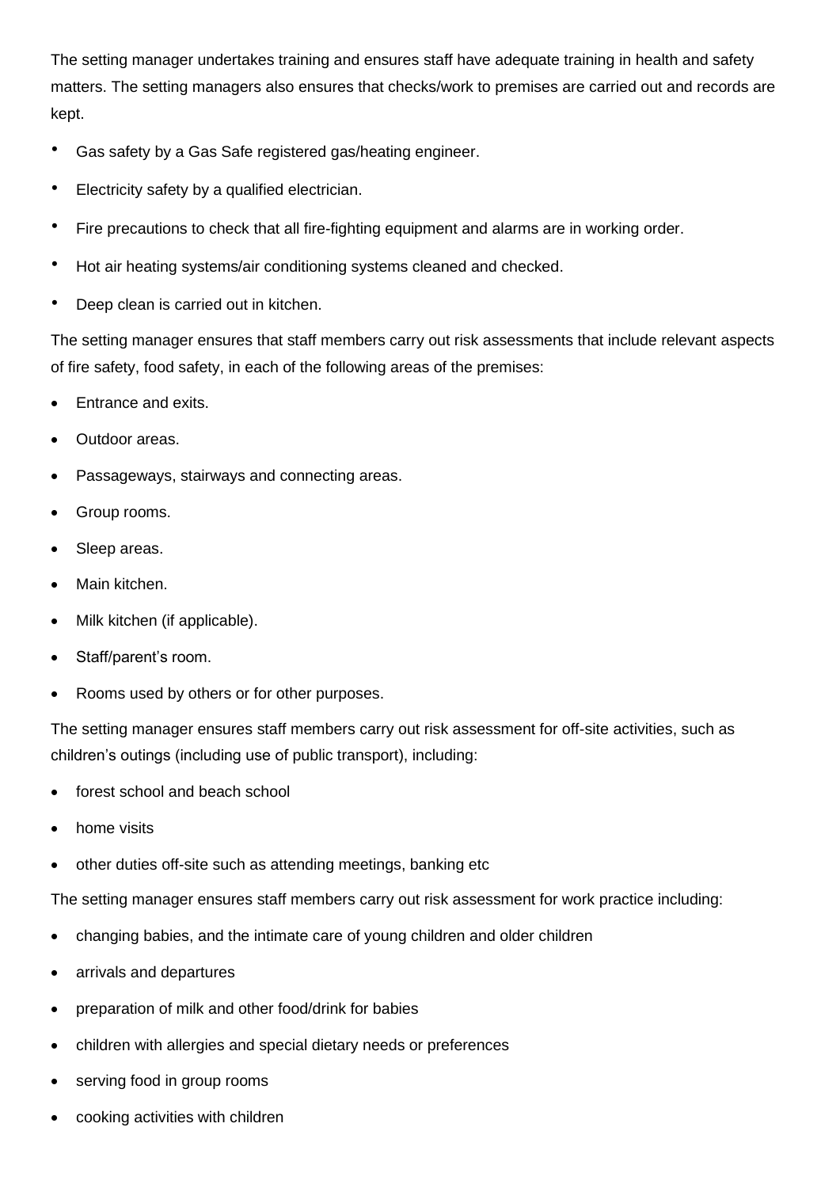The setting manager undertakes training and ensures staff have adequate training in health and safety matters. The setting managers also ensures that checks/work to premises are carried out and records are kept.

- Gas safety by a Gas Safe registered gas/heating engineer.
- Electricity safety by a qualified electrician.
- Fire precautions to check that all fire-fighting equipment and alarms are in working order.
- Hot air heating systems/air conditioning systems cleaned and checked.
- Deep clean is carried out in kitchen.

The setting manager ensures that staff members carry out risk assessments that include relevant aspects of fire safety, food safety, in each of the following areas of the premises:

- Entrance and exits.
- Outdoor areas.
- Passageways, stairways and connecting areas.
- Group rooms.
- Sleep areas.
- Main kitchen.
- Milk kitchen (if applicable).
- Staff/parent's room.
- Rooms used by others or for other purposes.

The setting manager ensures staff members carry out risk assessment for off-site activities, such as children's outings (including use of public transport), including:

- forest school and beach school
- home visits
- other duties off-site such as attending meetings, banking etc

The setting manager ensures staff members carry out risk assessment for work practice including:

- changing babies, and the intimate care of young children and older children
- arrivals and departures
- preparation of milk and other food/drink for babies
- children with allergies and special dietary needs or preferences
- serving food in group rooms
- cooking activities with children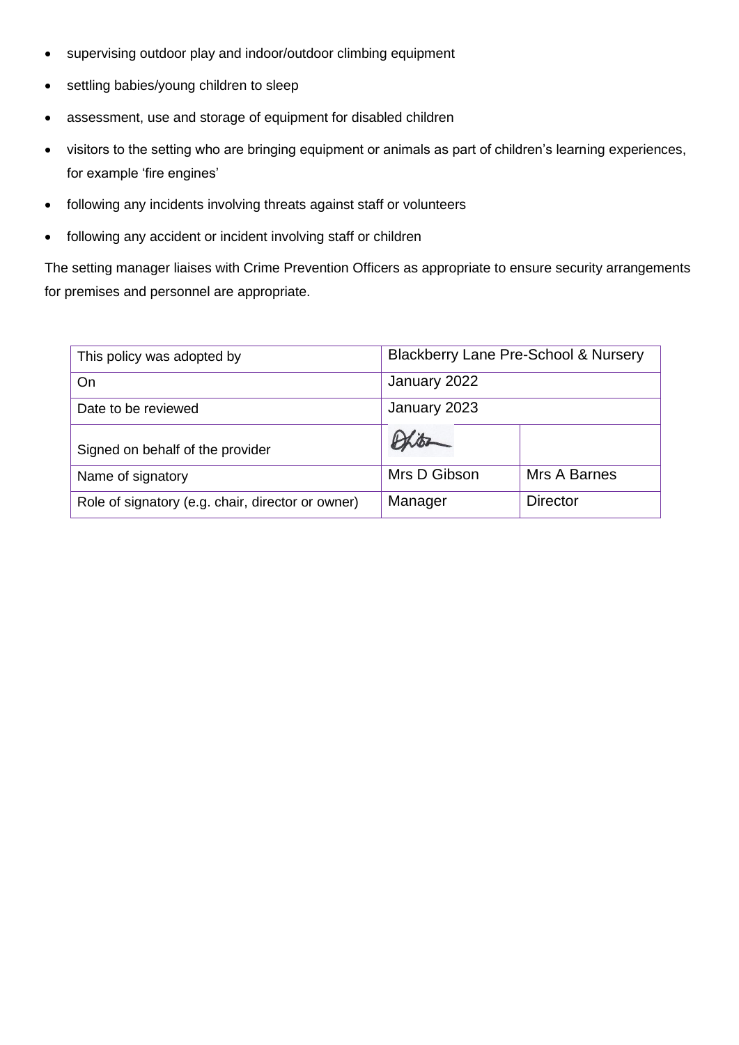- supervising outdoor play and indoor/outdoor climbing equipment
- settling babies/young children to sleep
- assessment, use and storage of equipment for disabled children
- visitors to the setting who are bringing equipment or animals as part of children's learning experiences, for example 'fire engines'
- following any incidents involving threats against staff or volunteers
- following any accident or incident involving staff or children

The setting manager liaises with Crime Prevention Officers as appropriate to ensure security arrangements for premises and personnel are appropriate.

| | | |
|---|---|---|
| This policy was adopted by | Blackberry Lane Pre-School & Nursery | |
| On | January 2022 | |
| Date to be reviewed | January 2023 | |
| Signed on behalf of the provider | DGibson | |
| Name of signatory | Mrs D Gibson | Mrs A Barnes |
| Role of signatory (e.g. chair, director or owner) | Manager | Director |